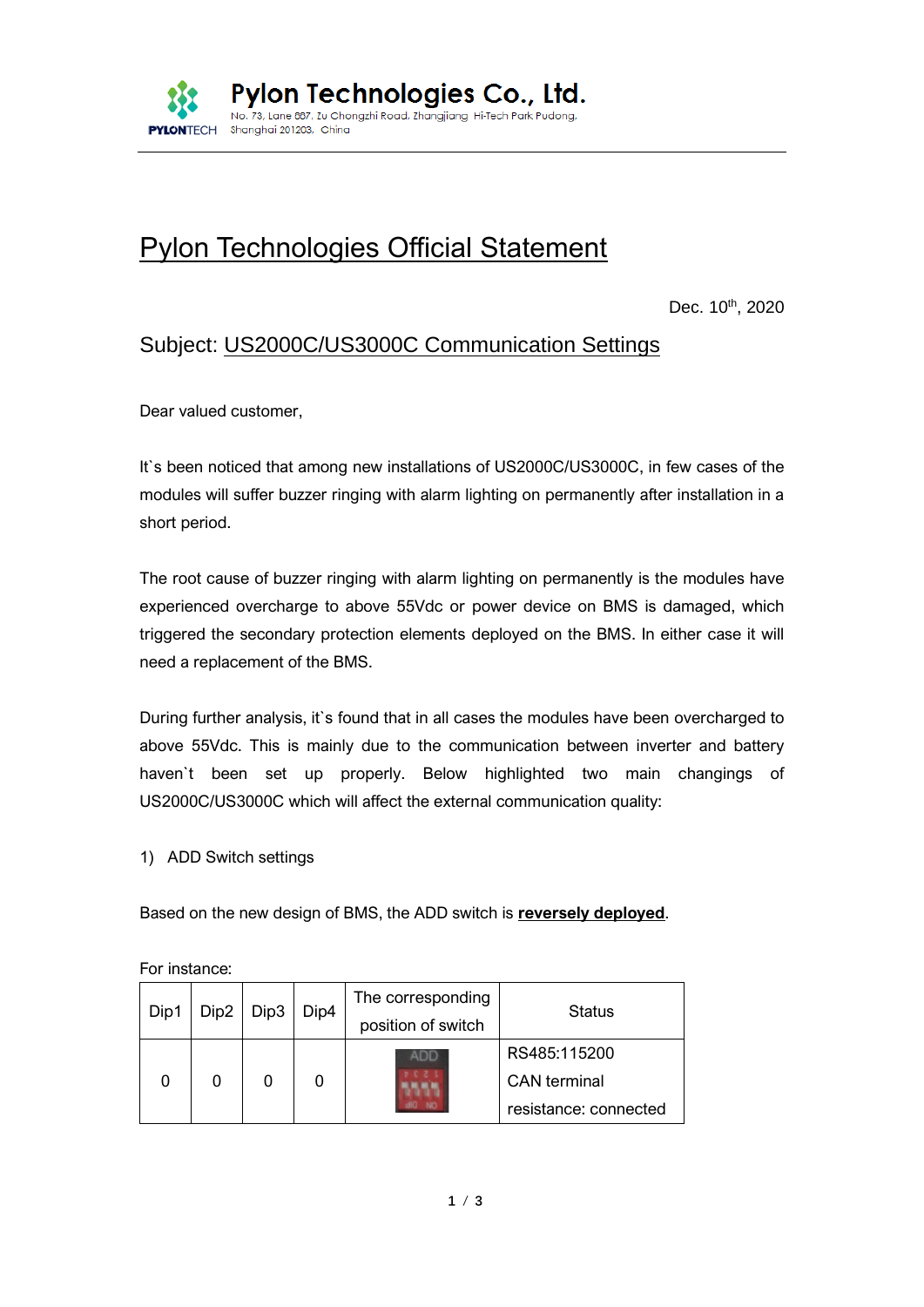**Pylon Technologies Co., Ltd.**

No. 73, Lane 887, Zu Chongzhi Road, Zhangjiang Hi-Tech Park Pudong, Shanghai 201203, China

# Pylon Technologies Official Statement

Dec. 10th, 2020

## Subject: US2000C/US3000C Communication Settings

Dear valued customer,

It`s been noticed that among new installations of US2000C/US3000C, in few cases of the modules will suffer buzzer ringing with alarm lighting on permanently after installation in a short period.

The root cause of buzzer ringing with alarm lighting on permanently is the modules have experienced overcharge to above 55Vdc or power device on BMS is damaged, which triggered the secondary protection elements deployed on the BMS. In either case it will need a replacement of the BMS.

During further analysis, it`s found that in all cases the modules have been overcharged to above 55Vdc. This is mainly due to the communication between inverter and battery haven`t been set up properly. Below highlighted two main changings of US2000C/US3000C which will affect the external communication quality:

1) ADD Switch settings

Based on the new design of BMS, the ADD switch is **reversely deployed**.

For instance:

| Dip1 | Dip2 | Dip3 | Dip4 | The corresponding position of switch | Status |
|---|---|---|---|---|---|
| 0 | 0 | 0 | 0 | | RS485:115200 CAN terminal resistance: connected |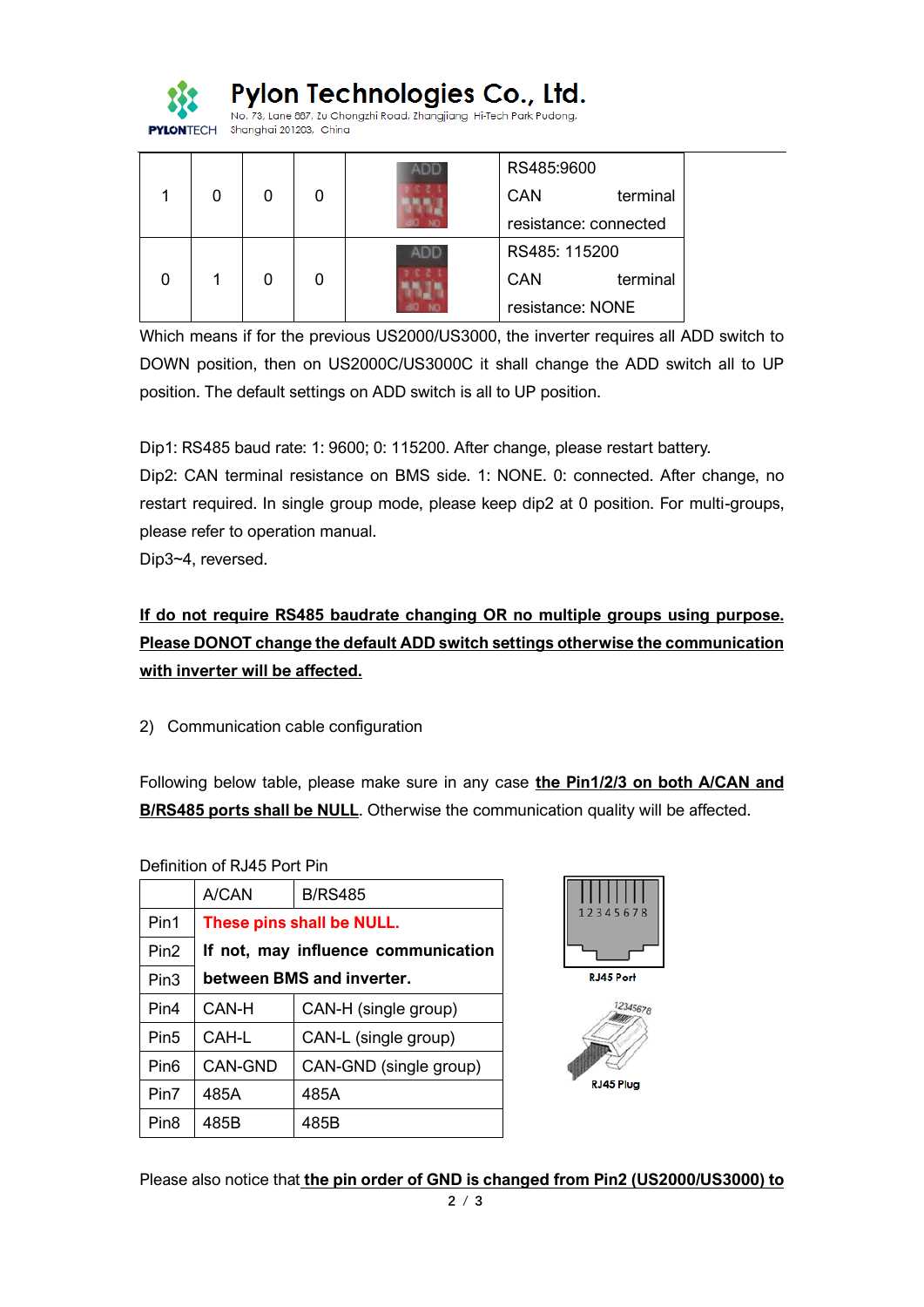| 1 | 0 | 0 | 0 | | RS485:9600 CAN terminal resistance: connected |
|---|---|---|---|---|---|
| 0 | 1 | 0 | 0 | | RS485: 115200 CAN terminal resistance: NONE |

Which means if for the previous US2000/US3000, the inverter requires all ADD switch to DOWN position, then on US2000C/US3000C it shall change the ADD switch all to UP position. The default settings on ADD switch is all to UP position.

Dip1: RS485 baud rate: 1: 9600; 0: 115200. After change, please restart battery.
Dip2: CAN terminal resistance on BMS side. 1: NONE. 0: connected. After change, no restart required. In single group mode, please keep dip2 at 0 position. For multi-groups, please refer to operation manual.
Dip3~4, reversed.

**If do not require RS485 baudrate changing OR no multiple groups using purpose. Please DONOT change the default ADD switch settings otherwise the communication with inverter will be affected.**

2) Communication cable configuration

Following below table, please make sure in any case **the Pin1/2/3 on both A/CAN and B/RS485 ports shall be NULL**. Otherwise the communication quality will be affected.

Definition of RJ45 Port Pin

| | A/CAN | B/RS485 |
|---|---|---|
| Pin1 | **These pins shall be NULL.** | |
| Pin2 | **If not, may influence communication** | |
| Pin3 | **between BMS and inverter.** | |
| Pin4 | CAN-H | CAN-H (single group) |
| Pin5 | CAH-L | CAN-L (single group) |
| Pin6 | CAN-GND | CAN-GND (single group) |
| Pin7 | 485A | 485A |
| Pin8 | 485B | 485B |

RJ45 Port

RJ45 Plug

Please also notice that **the pin order of GND is changed from Pin2 (US2000/US3000) to**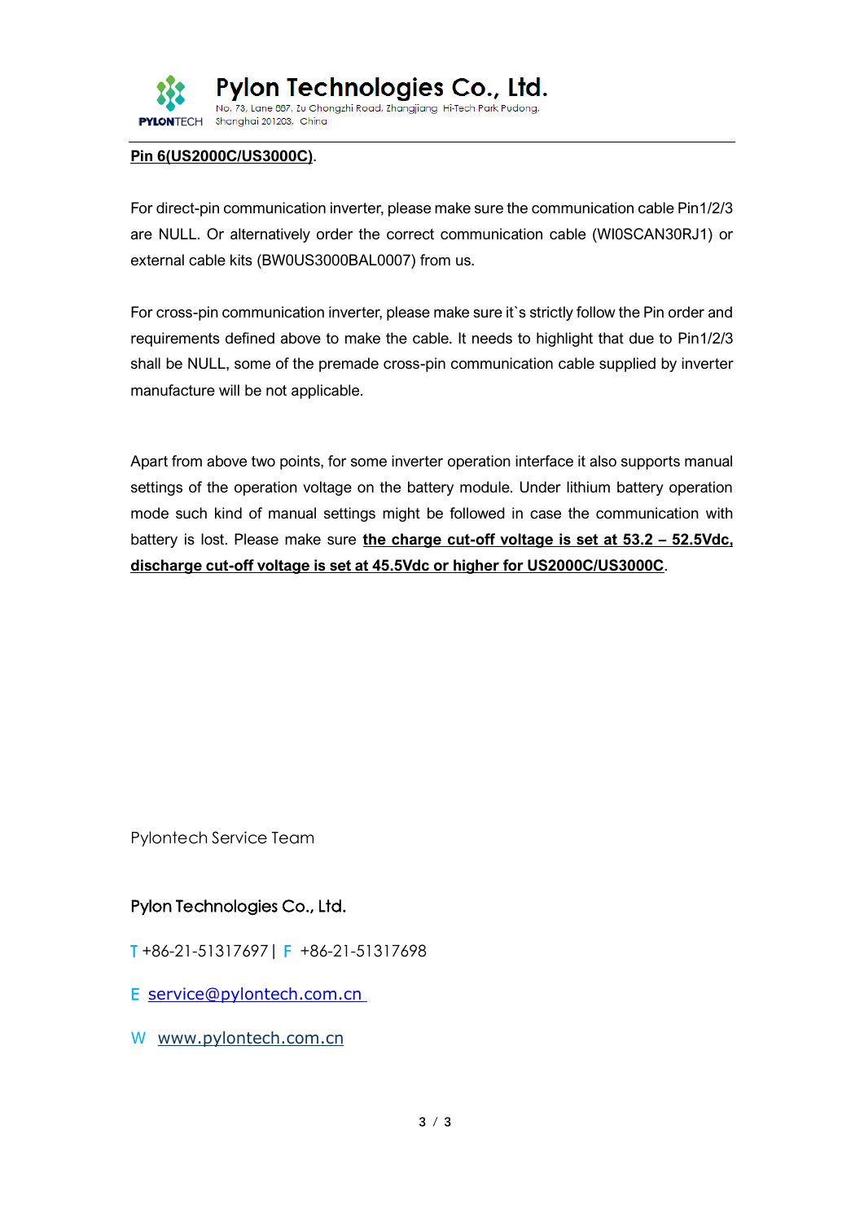**Pin 6(US2000C/US3000C)**.

For direct-pin communication inverter, please make sure the communication cable Pin1/2/3 are NULL. Or alternatively order the correct communication cable (WI0SCAN30RJ1) or external cable kits (BW0US3000BAL0007) from us.

For cross-pin communication inverter, please make sure it`s strictly follow the Pin order and requirements defined above to make the cable. It needs to highlight that due to Pin1/2/3 shall be NULL, some of the premade cross-pin communication cable supplied by inverter manufacture will be not applicable.

Apart from above two points, for some inverter operation interface it also supports manual settings of the operation voltage on the battery module. Under lithium battery operation mode such kind of manual settings might be followed in case the communication with battery is lost. Please make sure **the charge cut-off voltage is set at 53.2 – 52.5Vdc, discharge cut-off voltage is set at 45.5Vdc or higher for US2000C/US3000C**.

Pylontech Service Team

Pylon Technologies Co., Ltd.

T +86-21-51317697 | F +86-21-51317698

E service@pylontech.com.cn

W www.pylontech.com.cn